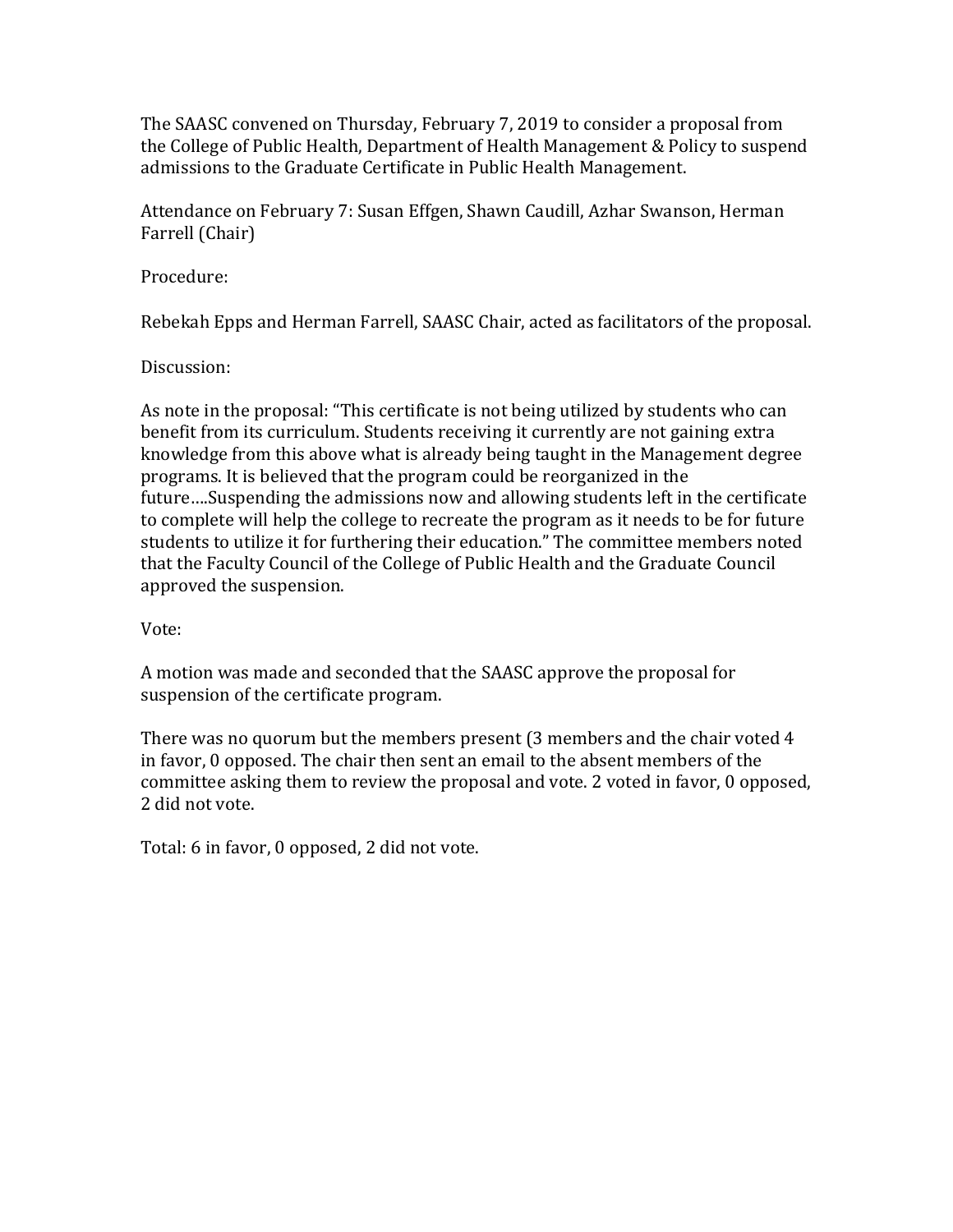The SAASC convened on Thursday, February 7, 2019 to consider a proposal from the College of Public Health, Department of Health Management & Policy to suspend admissions to the Graduate Certificate in Public Health Management.

Attendance on February 7: Susan Effgen, Shawn Caudill, Azhar Swanson, Herman Farrell (Chair)

Procedure:

Rebekah Epps and Herman Farrell, SAASC Chair, acted as facilitators of the proposal.

Discussion:

As note in the proposal: "This certificate is not being utilized by students who can benefit from its curriculum. Students receiving it currently are not gaining extra knowledge from this above what is already being taught in the Management degree programs. It is believed that the program could be reorganized in the future….Suspending the admissions now and allowing students left in the certificate to complete will help the college to recreate the program as it needs to be for future students to utilize it for furthering their education." The committee members noted that the Faculty Council of the College of Public Health and the Graduate Council approved the suspension.

Vote:

A motion was made and seconded that the SAASC approve the proposal for suspension of the certificate program.

There was no quorum but the members present (3 members and the chair voted 4 in favor, 0 opposed. The chair then sent an email to the absent members of the committee asking them to review the proposal and vote. 2 voted in favor, 0 opposed, 2 did not vote.

Total: 6 in favor, 0 opposed, 2 did not vote.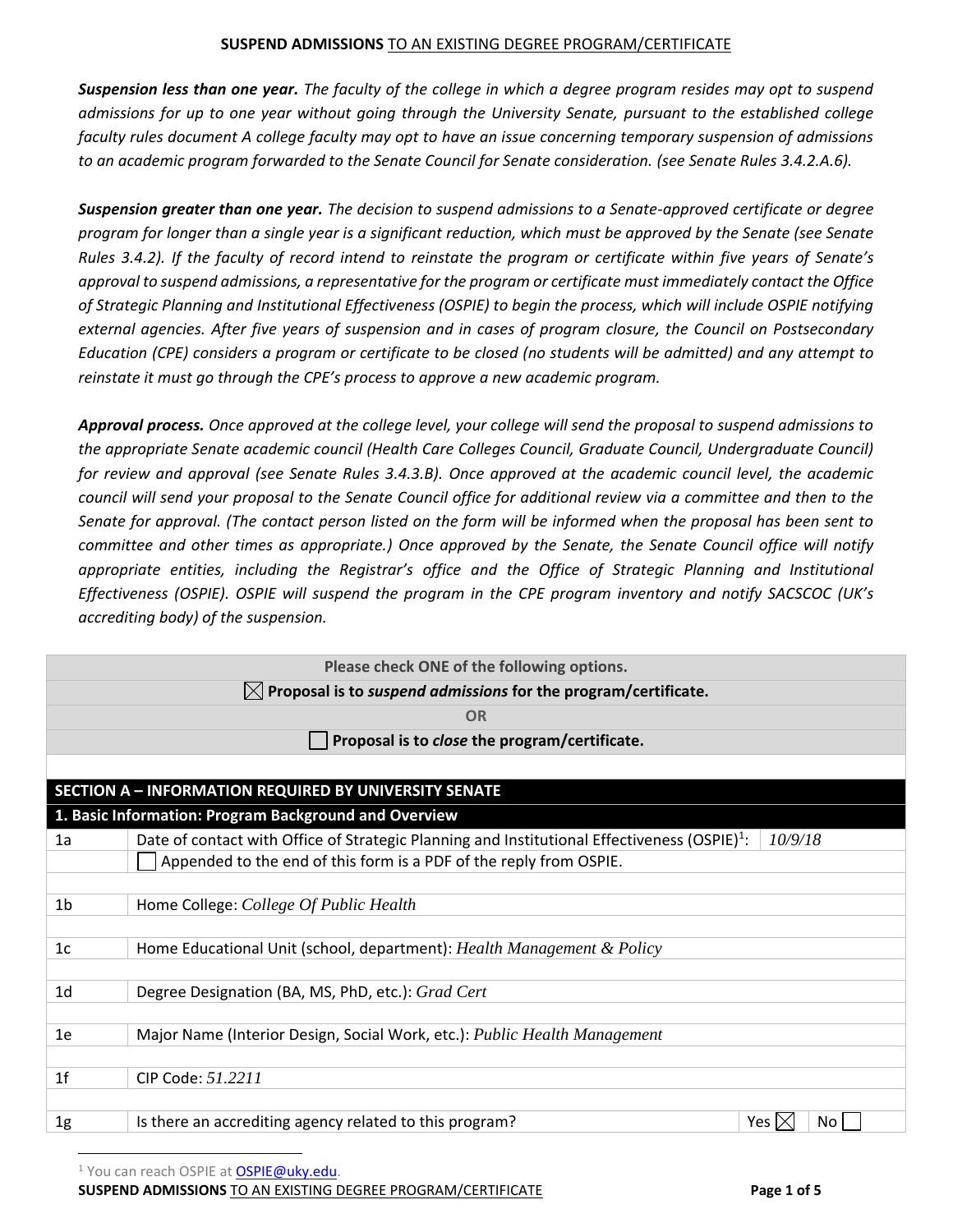**SUSPEND ADMISSIONS** TO AN EXISTING DEGREE PROGRAM/CERTIFICATE

***Suspension less than one year.*** *The faculty of the college in which a degree program resides may opt to suspend admissions for up to one year without going through the University Senate, pursuant to the established college faculty rules document A college faculty may opt to have an issue concerning temporary suspension of admissions to an academic program forwarded to the Senate Council for Senate consideration. (see Senate Rules 3.4.2.A.6).*

***Suspension greater than one year.*** *The decision to suspend admissions to a Senate-approved certificate or degree program for longer than a single year is a significant reduction, which must be approved by the Senate (see Senate Rules 3.4.2). If the faculty of record intend to reinstate the program or certificate within five years of Senate's approval to suspend admissions, a representative for the program or certificate must immediately contact the Office of Strategic Planning and Institutional Effectiveness (OSPIE) to begin the process, which will include OSPIE notifying external agencies. After five years of suspension and in cases of program closure, the Council on Postsecondary Education (CPE) considers a program or certificate to be closed (no students will be admitted) and any attempt to reinstate it must go through the CPE's process to approve a new academic program.*

***Approval process.*** *Once approved at the college level, your college will send the proposal to suspend admissions to the appropriate Senate academic council (Health Care Colleges Council, Graduate Council, Undergraduate Council) for review and approval (see Senate Rules 3.4.3.B). Once approved at the academic council level, the academic council will send your proposal to the Senate Council office for additional review via a committee and then to the Senate for approval. (The contact person listed on the form will be informed when the proposal has been sent to committee and other times as appropriate.) Once approved by the Senate, the Senate Council office will notify appropriate entities, including the Registrar's office and the Office of Strategic Planning and Institutional Effectiveness (OSPIE). OSPIE will suspend the program in the CPE program inventory and notify SACSCOC (UK's accrediting body) of the suspension.*

**Please check ONE of the following options.**

☒ **Proposal is to *suspend admissions* for the program/certificate.**

**OR**

☐ **Proposal is to *close* the program/certificate.**

## SECTION A – INFORMATION REQUIRED BY UNIVERSITY SENATE

### 1. Basic Information: Program Background and Overview

| | | |
|---|---|---|
| 1a | Date of contact with Office of Strategic Planning and Institutional Effectiveness (OSPIE)[1]: | *10/9/18* |
| | ☐ Appended to the end of this form is a PDF of the reply from OSPIE. | |
| 1b | Home College: *College Of Public Health* | |
| 1c | Home Educational Unit (school, department): *Health Management & Policy* | |
| 1d | Degree Designation (BA, MS, PhD, etc.): *Grad Cert* | |
| 1e | Major Name (Interior Design, Social Work, etc.): *Public Health Management* | |
| 1f | CIP Code: *51.2211* | |
| 1g | Is there an accrediting agency related to this program? | Yes ☒ No ☐ |

[1] You can reach OSPIE at OSPIE@uky.edu.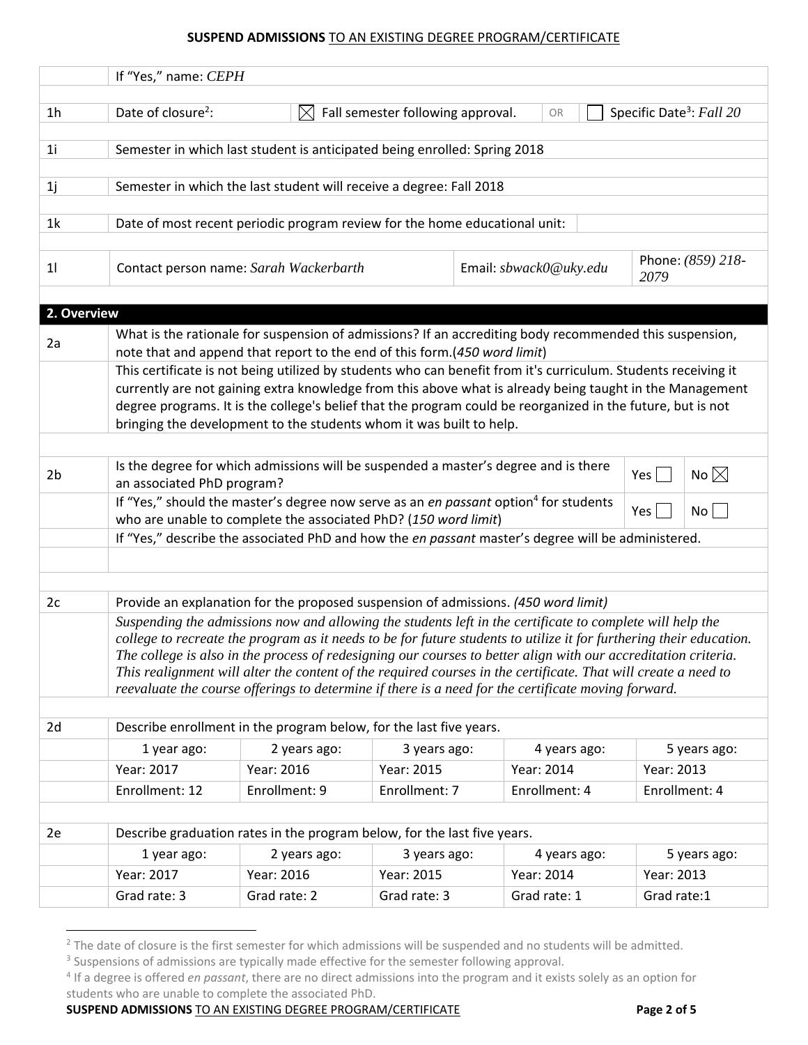| | If "Yes," name: *CEPH* | | | | | |
|---|---|---|---|---|---|---|
| 1h | Date of closure[2]: | ☒ Fall semester following approval. | OR | ☐ | Specific Date[3]: *Fall 20* | |
| 1i | Semester in which last student is anticipated being enrolled: Spring 2018 | | | | | |
| 1j | Semester in which the last student will receive a degree: Fall 2018 | | | | | |
| 1k | Date of most recent periodic program review for the home educational unit: | | | | | |
| 1l | Contact person name: *Sarah Wackerbarth* | | Email: *sbwack0@uky.edu* | | Phone: *(859) 218-2079* | |

## 2. Overview

| | | | |
|---|---|---|---|
| 2a | What is the rationale for suspension of admissions? If an accrediting body recommended this suspension, note that and append that report to the end of this form.(*450 word limit*) | | |
| | This certificate is not being utilized by students who can benefit from it's curriculum. Students receiving it currently are not gaining extra knowledge from this above what is already being taught in the Management degree programs. It is the college's belief that the program could be reorganized in the future, but is not bringing the development to the students whom it was built to help. | | |
| 2b | Is the degree for which admissions will be suspended a master's degree and is there an associated PhD program? | Yes ☐ | No ☒ |
| | If "Yes," should the master's degree now serve as an *en passant* option[4] for students who are unable to complete the associated PhD? (*150 word limit*) | Yes ☐ | No ☐ |
| | If "Yes," describe the associated PhD and how the *en passant* master's degree will be administered. | | |
| 2c | Provide an explanation for the proposed suspension of admissions. *(450 word limit)* | | |
| | *Suspending the admissions now and allowing the students left in the certificate to complete will help the college to recreate the program as it needs to be for future students to utilize it for furthering their education. The college is also in the process of redesigning our courses to better align with our accreditation criteria. This realignment will alter the content of the required courses in the certificate. That will create a need to reevaluate the course offerings to determine if there is a need for the certificate moving forward.* | | |

| 2d | Describe enrollment in the program below, for the last five years. | | | | |
|---|---|---|---|---|---|
| | 1 year ago: | 2 years ago: | 3 years ago: | 4 years ago: | 5 years ago: |
| | Year: 2017 | Year: 2016 | Year: 2015 | Year: 2014 | Year: 2013 |
| | Enrollment: 12 | Enrollment: 9 | Enrollment: 7 | Enrollment: 4 | Enrollment: 4 |

| 2e | Describe graduation rates in the program below, for the last five years. | | | | |
|---|---|---|---|---|---|
| | 1 year ago: | 2 years ago: | 3 years ago: | 4 years ago: | 5 years ago: |
| | Year: 2017 | Year: 2016 | Year: 2015 | Year: 2014 | Year: 2013 |
| | Grad rate: 3 | Grad rate: 2 | Grad rate: 3 | Grad rate: 1 | Grad rate:1 |

[2] The date of closure is the first semester for which admissions will be suspended and no students will be admitted.

[3] Suspensions of admissions are typically made effective for the semester following approval.

[4] If a degree is offered *en passant*, there are no direct admissions into the program and it exists solely as an option for students who are unable to complete the associated PhD.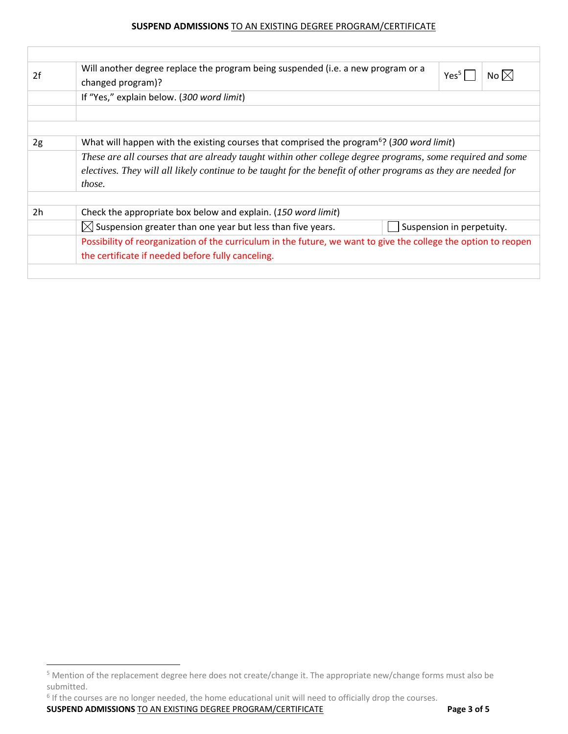| | | | |
|---|---|---|---|
| 2f | Will another degree replace the program being suspended (i.e. a new program or a changed program)? | Yes[5] ☐ | No ☒ |
| | If "Yes," explain below. (*300 word limit*) | | |
| | | | |
| 2g | What will happen with the existing courses that comprised the program[6]? (*300 word limit*) | | |
| | *These are all courses that are already taught within other college degree programs, some required and some electives. They will all likely continue to be taught for the benefit of other programs as they are needed for those.* | | |
| 2h | Check the appropriate box below and explain. (*150 word limit*) | | |
| | ☒ Suspension greater than one year but less than five years. | ☐ Suspension in perpetuity. | |
| | Possibility of reorganization of the curriculum in the future, we want to give the college the option to reopen the certificate if needed before fully canceling. | | |

[5] Mention of the replacement degree here does not create/change it. The appropriate new/change forms must also be submitted.

[6] If the courses are no longer needed, the home educational unit will need to officially drop the courses.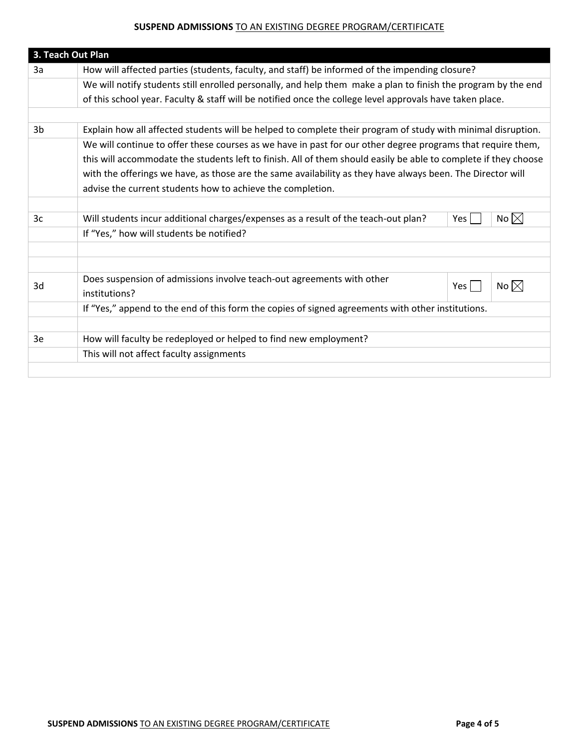| 3. Teach Out Plan | | | |
|---|---|---|---|
| 3a | How will affected parties (students, faculty, and staff) be informed of the impending closure? | | |
| | We will notify students still enrolled personally, and help them make a plan to finish the program by the end of this school year. Faculty & staff will be notified once the college level approvals have taken place. | | |
| | | | |
| 3b | Explain how all affected students will be helped to complete their program of study with minimal disruption. | | |
| | We will continue to offer these courses as we have in past for our other degree programs that require them, this will accommodate the students left to finish. All of them should easily be able to complete if they choose with the offerings we have, as those are the same availability as they have always been. The Director will advise the current students how to achieve the completion. | | |
| | | | |
| 3c | Will students incur additional charges/expenses as a result of the teach-out plan? | Yes ☐ | No ☒ |
| | If "Yes," how will students be notified? | | |
| | | | |
| | | | |
| 3d | Does suspension of admissions involve teach-out agreements with other institutions? | Yes ☐ | No ☒ |
| | If "Yes," append to the end of this form the copies of signed agreements with other institutions. | | |
| | | | |
| 3e | How will faculty be redeployed or helped to find new employment? | | |
| | This will not affect faculty assignments | | |
| | | | |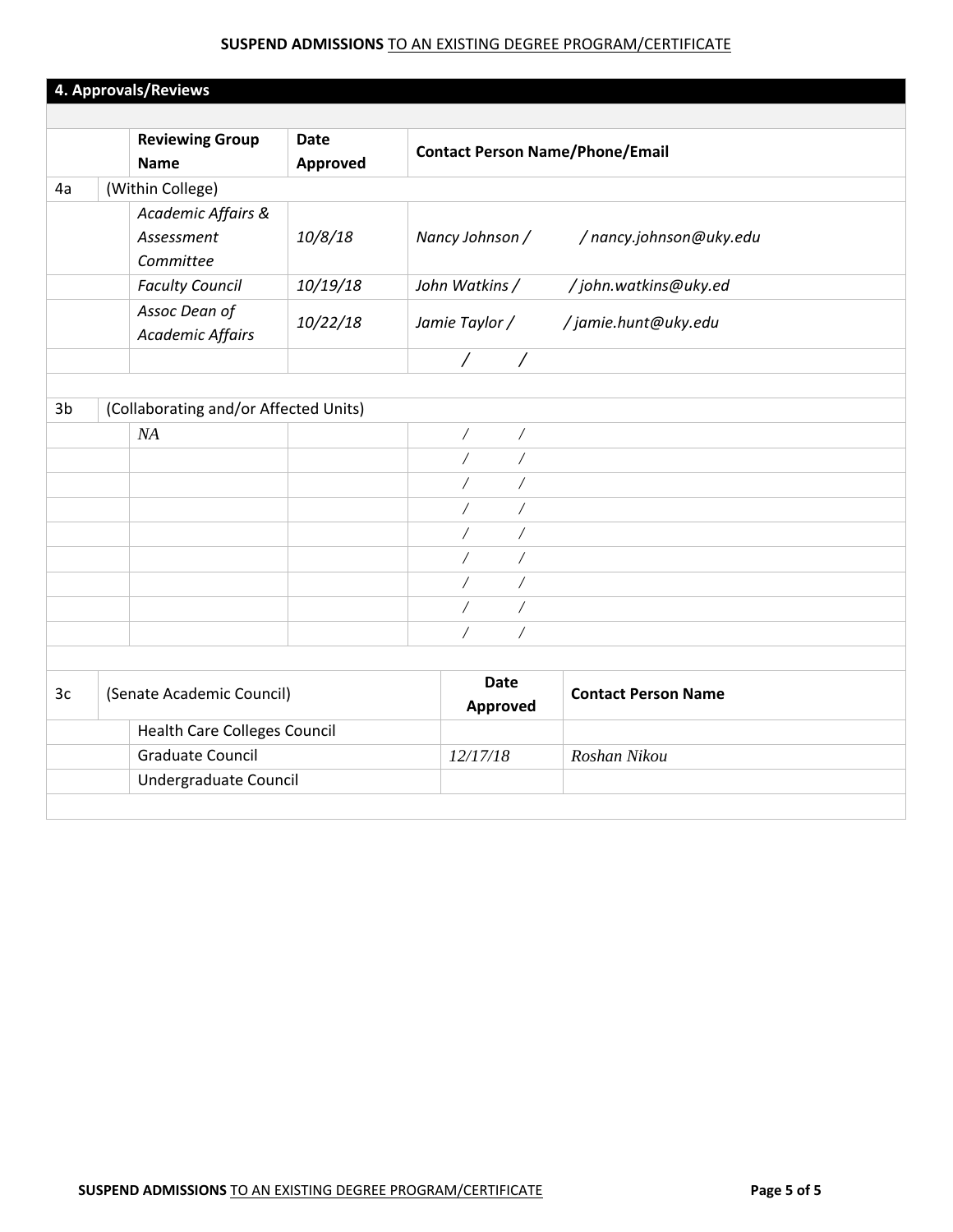## 4. Approvals/Reviews

| | Reviewing Group Name | Date Approved | Contact Person Name/Phone/Email |
|---|---|---|---|
| 4a | (Within College) | | |
| | *Academic Affairs & Assessment Committee* | *10/8/18* | *Nancy Johnson / / nancy.johnson@uky.edu* |
| | *Faculty Council* | *10/19/18* | *John Watkins / / john.watkins@uky.ed* |
| | *Assoc Dean of Academic Affairs* | *10/22/18* | *Jamie Taylor / / jamie.hunt@uky.edu* |
| | | | / / |
| 3b | (Collaborating and/or Affected Units) | | |
| | *NA* | | / / |
| | | | / / |
| | | | / / |
| | | | / / |
| | | | / / |
| | | | / / |
| | | | / / |
| | | | / / |
| | | | / / |

| 3c | (Senate Academic Council) | Date Approved | Contact Person Name |
|---|---|---|---|
| | Health Care Colleges Council | | |
| | Graduate Council | *12/17/18* | *Roshan Nikou* |
| | Undergraduate Council | | |